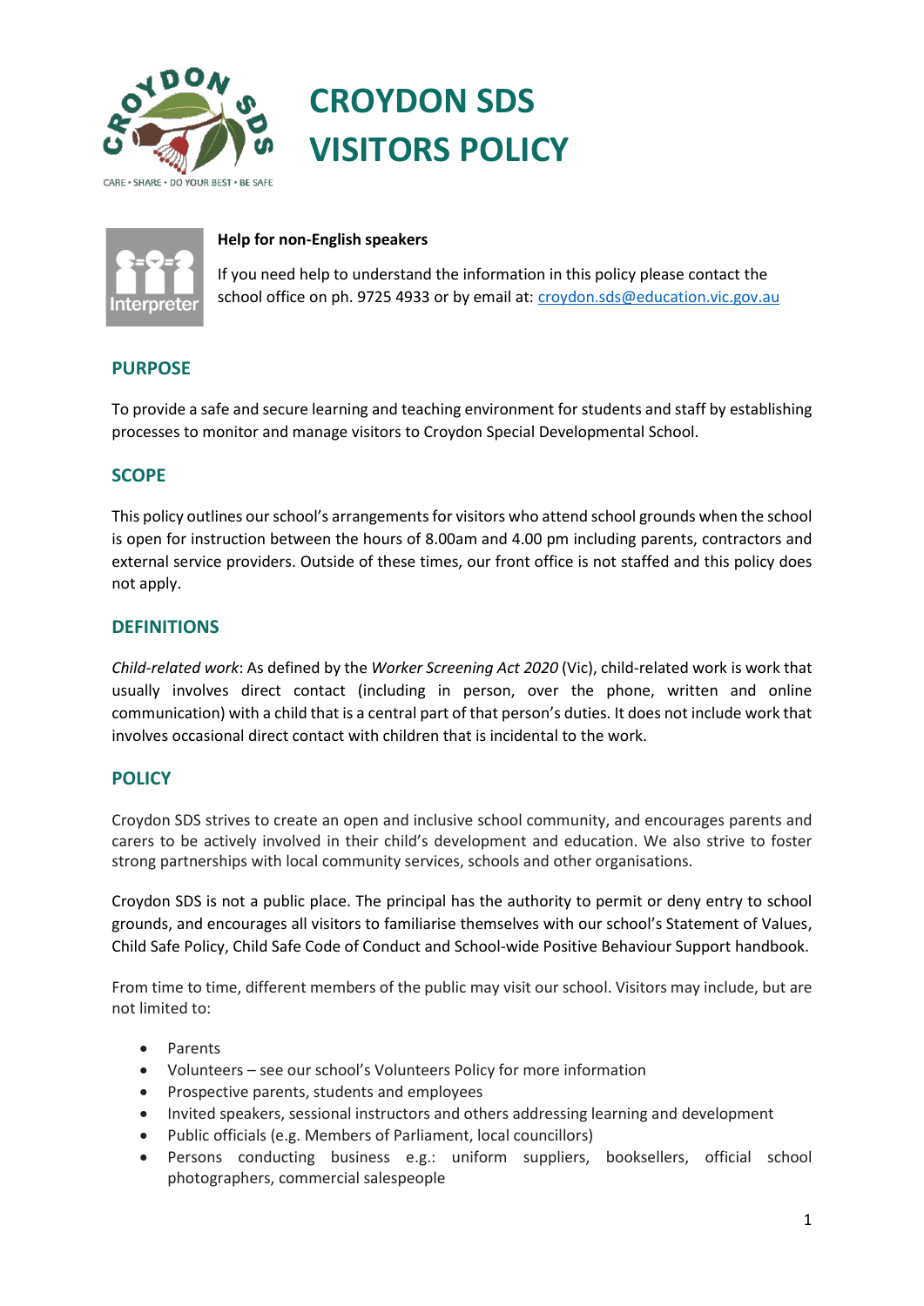# CROYDON SDS VISITORS POLICY

CARE • SHARE • DO YOUR BEST • BE SAFE

**Help for non-English speakers**

If you need help to understand the information in this policy please contact the school office on ph. 9725 4933 or by email at: croydon.sds@education.vic.gov.au

## PURPOSE

To provide a safe and secure learning and teaching environment for students and staff by establishing processes to monitor and manage visitors to Croydon Special Developmental School.

## SCOPE

This policy outlines our school's arrangements for visitors who attend school grounds when the school is open for instruction between the hours of 8.00am and 4.00 pm including parents, contractors and external service providers. Outside of these times, our front office is not staffed and this policy does not apply.

## DEFINITIONS

*Child-related work*: As defined by the *Worker Screening Act 2020* (Vic), child-related work is work that usually involves direct contact (including in person, over the phone, written and online communication) with a child that is a central part of that person's duties. It does not include work that involves occasional direct contact with children that is incidental to the work.

## POLICY

Croydon SDS strives to create an open and inclusive school community, and encourages parents and carers to be actively involved in their child's development and education. We also strive to foster strong partnerships with local community services, schools and other organisations.

Croydon SDS is not a public place. The principal has the authority to permit or deny entry to school grounds, and encourages all visitors to familiarise themselves with our school's Statement of Values, Child Safe Policy, Child Safe Code of Conduct and School-wide Positive Behaviour Support handbook.

From time to time, different members of the public may visit our school. Visitors may include, but are not limited to:

- Parents
- Volunteers – see our school's Volunteers Policy for more information
- Prospective parents, students and employees
- Invited speakers, sessional instructors and others addressing learning and development
- Public officials (e.g. Members of Parliament, local councillors)
- Persons conducting business e.g.: uniform suppliers, booksellers, official school photographers, commercial salespeople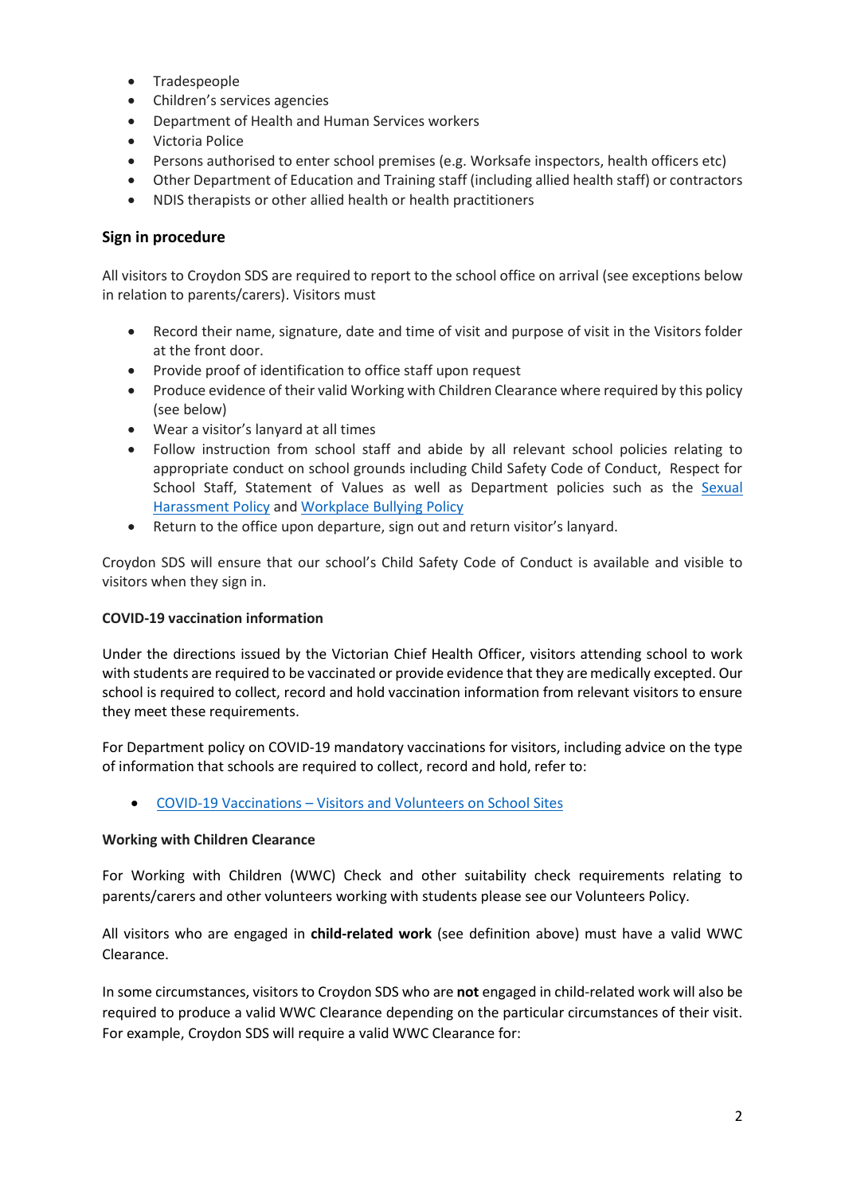- Tradespeople
- Children's services agencies
- Department of Health and Human Services workers
- Victoria Police
- Persons authorised to enter school premises (e.g. Worksafe inspectors, health officers etc)
- Other Department of Education and Training staff (including allied health staff) or contractors
- NDIS therapists or other allied health or health practitioners

## Sign in procedure

All visitors to Croydon SDS are required to report to the school office on arrival (see exceptions below in relation to parents/carers). Visitors must

- Record their name, signature, date and time of visit and purpose of visit in the Visitors folder at the front door.
- Provide proof of identification to office staff upon request
- Produce evidence of their valid Working with Children Clearance where required by this policy (see below)
- Wear a visitor's lanyard at all times
- Follow instruction from school staff and abide by all relevant school policies relating to appropriate conduct on school grounds including Child Safety Code of Conduct, Respect for School Staff, Statement of Values as well as Department policies such as the Sexual Harassment Policy and Workplace Bullying Policy
- Return to the office upon departure, sign out and return visitor's lanyard.

Croydon SDS will ensure that our school's Child Safety Code of Conduct is available and visible to visitors when they sign in.

### COVID-19 vaccination information

Under the directions issued by the Victorian Chief Health Officer, visitors attending school to work with students are required to be vaccinated or provide evidence that they are medically excepted. Our school is required to collect, record and hold vaccination information from relevant visitors to ensure they meet these requirements.

For Department policy on COVID-19 mandatory vaccinations for visitors, including advice on the type of information that schools are required to collect, record and hold, refer to:

- COVID-19 Vaccinations – Visitors and Volunteers on School Sites

### Working with Children Clearance

For Working with Children (WWC) Check and other suitability check requirements relating to parents/carers and other volunteers working with students please see our Volunteers Policy.

All visitors who are engaged in **child-related work** (see definition above) must have a valid WWC Clearance.

In some circumstances, visitors to Croydon SDS who are **not** engaged in child-related work will also be required to produce a valid WWC Clearance depending on the particular circumstances of their visit. For example, Croydon SDS will require a valid WWC Clearance for: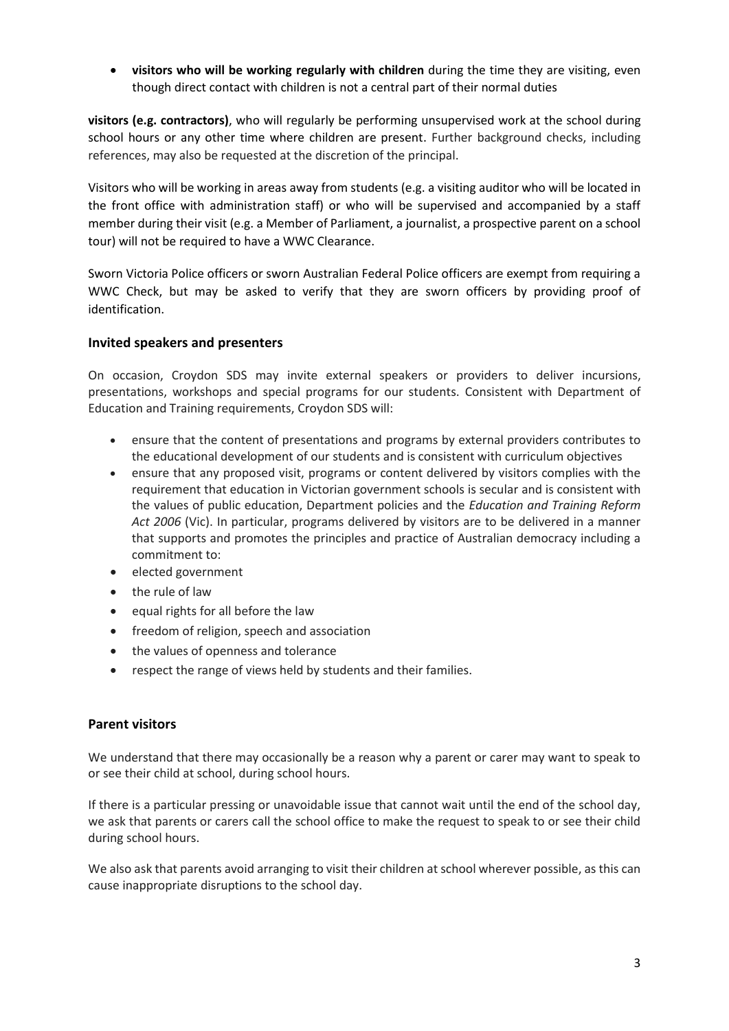- **visitors who will be working regularly with children** during the time they are visiting, even though direct contact with children is not a central part of their normal duties

**visitors (e.g. contractors)**, who will regularly be performing unsupervised work at the school during school hours or any other time where children are present. Further background checks, including references, may also be requested at the discretion of the principal.

Visitors who will be working in areas away from students (e.g. a visiting auditor who will be located in the front office with administration staff) or who will be supervised and accompanied by a staff member during their visit (e.g. a Member of Parliament, a journalist, a prospective parent on a school tour) will not be required to have a WWC Clearance.

Sworn Victoria Police officers or sworn Australian Federal Police officers are exempt from requiring a WWC Check, but may be asked to verify that they are sworn officers by providing proof of identification.

### Invited speakers and presenters

On occasion, Croydon SDS may invite external speakers or providers to deliver incursions, presentations, workshops and special programs for our students. Consistent with Department of Education and Training requirements, Croydon SDS will:

- ensure that the content of presentations and programs by external providers contributes to the educational development of our students and is consistent with curriculum objectives
- ensure that any proposed visit, programs or content delivered by visitors complies with the requirement that education in Victorian government schools is secular and is consistent with the values of public education, Department policies and the *Education and Training Reform Act 2006* (Vic). In particular, programs delivered by visitors are to be delivered in a manner that supports and promotes the principles and practice of Australian democracy including a commitment to:
- elected government
- the rule of law
- equal rights for all before the law
- freedom of religion, speech and association
- the values of openness and tolerance
- respect the range of views held by students and their families.

### Parent visitors

We understand that there may occasionally be a reason why a parent or carer may want to speak to or see their child at school, during school hours.

If there is a particular pressing or unavoidable issue that cannot wait until the end of the school day, we ask that parents or carers call the school office to make the request to speak to or see their child during school hours.

We also ask that parents avoid arranging to visit their children at school wherever possible, as this can cause inappropriate disruptions to the school day.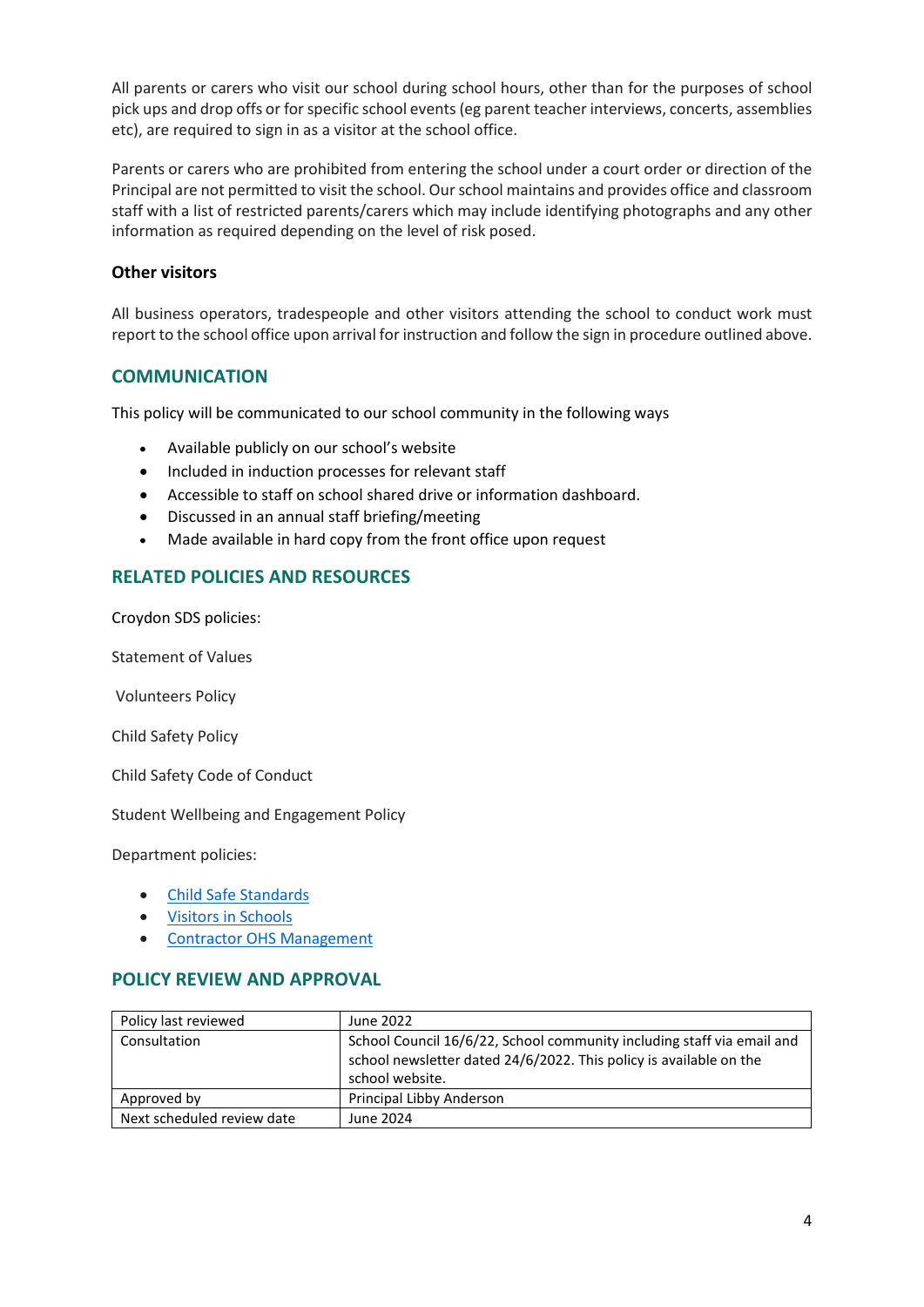All parents or carers who visit our school during school hours, other than for the purposes of school pick ups and drop offs or for specific school events (eg parent teacher interviews, concerts, assemblies etc), are required to sign in as a visitor at the school office.

Parents or carers who are prohibited from entering the school under a court order or direction of the Principal are not permitted to visit the school. Our school maintains and provides office and classroom staff with a list of restricted parents/carers which may include identifying photographs and any other information as required depending on the level of risk posed.

### Other visitors

All business operators, tradespeople and other visitors attending the school to conduct work must report to the school office upon arrival for instruction and follow the sign in procedure outlined above.

## COMMUNICATION

This policy will be communicated to our school community in the following ways

- Available publicly on our school's website
- Included in induction processes for relevant staff
- Accessible to staff on school shared drive or information dashboard.
- Discussed in an annual staff briefing/meeting
- Made available in hard copy from the front office upon request

## RELATED POLICIES AND RESOURCES

Croydon SDS policies:

Statement of Values

Volunteers Policy

Child Safety Policy

Child Safety Code of Conduct

Student Wellbeing and Engagement Policy

Department policies:

- Child Safe Standards
- Visitors in Schools
- Contractor OHS Management

## POLICY REVIEW AND APPROVAL

| | |
|---|---|
| Policy last reviewed | June 2022 |
| Consultation | School Council 16/6/22, School community including staff via email and school newsletter dated 24/6/2022. This policy is available on the school website. |
| Approved by | Principal Libby Anderson |
| Next scheduled review date | June 2024 |